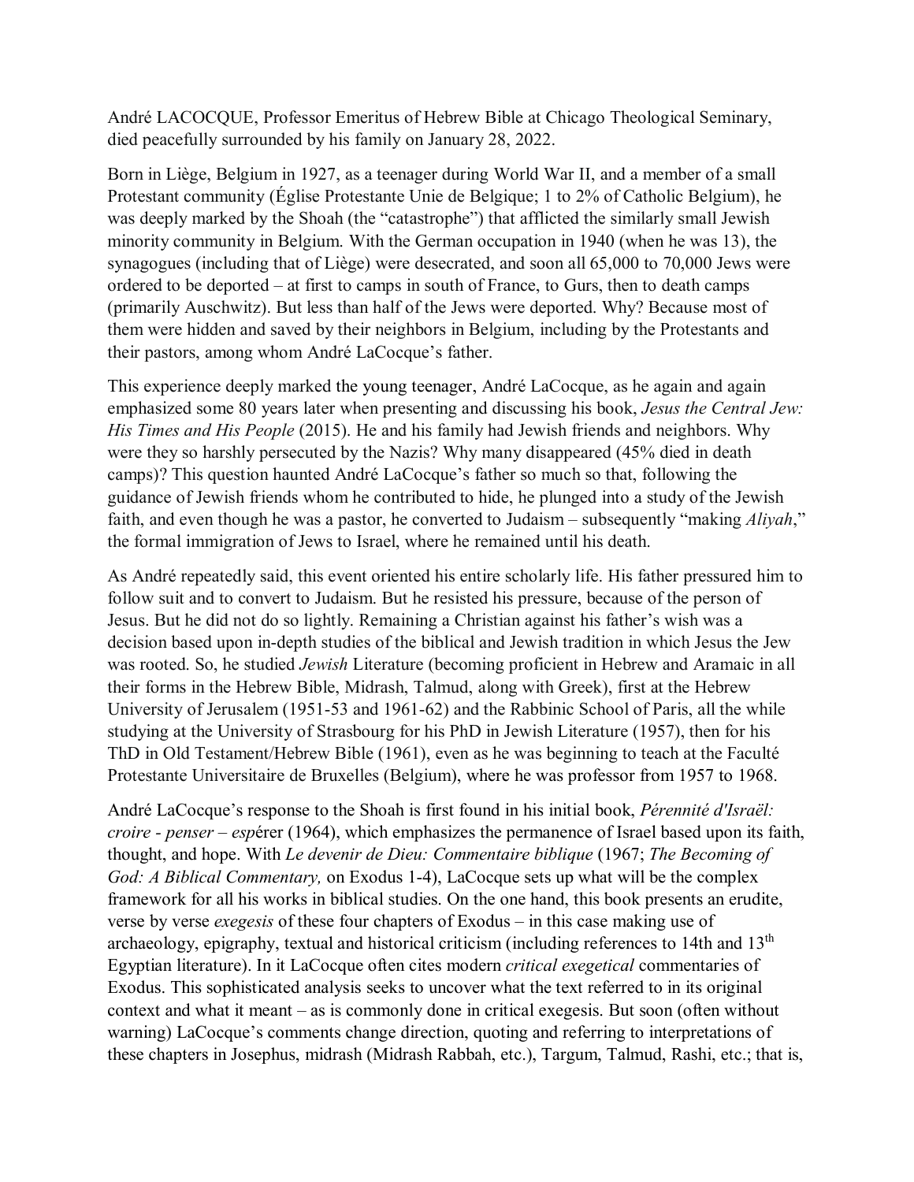André LACOCQUE, Professor Emeritus of Hebrew Bible at Chicago Theological Seminary, died peacefully surrounded by his family on January 28, 2022.

Born in Liège, Belgium in 1927, as a teenager during World War II, and a member of a small Protestant community (Église Protestante Unie de Belgique; 1 to 2% of Catholic Belgium), he was deeply marked by the Shoah (the "catastrophe") that afflicted the similarly small Jewish minority community in Belgium. With the German occupation in 1940 (when he was 13), the synagogues (including that of Liège) were desecrated, and soon all 65,000 to 70,000 Jews were ordered to be deported – at first to camps in south of France, to Gurs, then to death camps (primarily Auschwitz). But less than half of the Jews were deported. Why? Because most of them were hidden and saved by their neighbors in Belgium, including by the Protestants and their pastors, among whom André LaCocque's father.

This experience deeply marked the young teenager, André LaCocque, as he again and again emphasized some 80 years later when presenting and discussing his book, *Jesus the Central Jew: His Times and His People* (2015). He and his family had Jewish friends and neighbors. Why were they so harshly persecuted by the Nazis? Why many disappeared (45% died in death camps)? This question haunted André LaCocque's father so much so that, following the guidance of Jewish friends whom he contributed to hide, he plunged into a study of the Jewish faith, and even though he was a pastor, he converted to Judaism – subsequently "making *Aliyah*," the formal immigration of Jews to Israel, where he remained until his death.

As André repeatedly said, this event oriented his entire scholarly life. His father pressured him to follow suit and to convert to Judaism. But he resisted his pressure, because of the person of Jesus. But he did not do so lightly. Remaining a Christian against his father's wish was a decision based upon in-depth studies of the biblical and Jewish tradition in which Jesus the Jew was rooted. So, he studied *Jewish* Literature (becoming proficient in Hebrew and Aramaic in all their forms in the Hebrew Bible, Midrash, Talmud, along with Greek), first at the Hebrew University of Jerusalem (1951-53 and 1961-62) and the Rabbinic School of Paris, all the while studying at the University of Strasbourg for his PhD in Jewish Literature (1957), then for his ThD in Old Testament/Hebrew Bible (1961), even as he was beginning to teach at the Faculté Protestante Universitaire de Bruxelles (Belgium), where he was professor from 1957 to 1968.

André LaCocque's response to the Shoah is first found in his initial book, *Pérennité d'Israël: croire - penser – espérer* (1964), which emphasizes the permanence of Israel based upon its faith, thought, and hope. With *Le devenir de Dieu: Commentaire biblique* (1967; *The Becoming of God: A Biblical Commentary,* on Exodus 1-4), LaCocque sets up what will be the complex framework for all his works in biblical studies. On the one hand, this book presents an erudite, verse by verse *exegesis* of these four chapters of Exodus – in this case making use of archaeology, epigraphy, textual and historical criticism (including references to 14th and 13th Egyptian literature). In it LaCocque often cites modern *critical exegetical* commentaries of Exodus. This sophisticated analysis seeks to uncover what the text referred to in its original context and what it meant – as is commonly done in critical exegesis. But soon (often without warning) LaCocque's comments change direction, quoting and referring to interpretations of these chapters in Josephus, midrash (Midrash Rabbah, etc.), Targum, Talmud, Rashi, etc.; that is,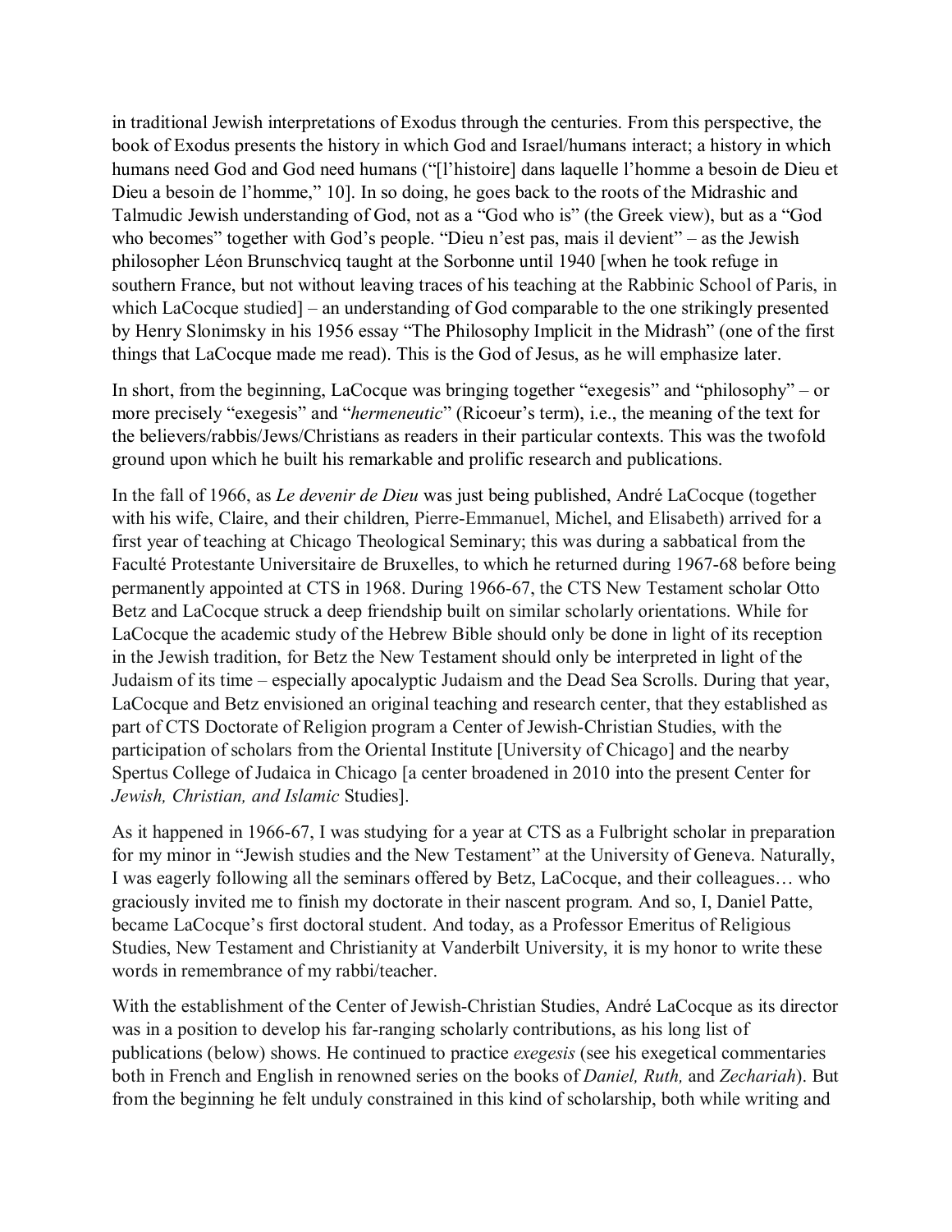in traditional Jewish interpretations of Exodus through the centuries. From this perspective, the book of Exodus presents the history in which God and Israel/humans interact; a history in which humans need God and God need humans ("[l'histoire] dans laquelle l'homme a besoin de Dieu et Dieu a besoin de l'homme," 10]. In so doing, he goes back to the roots of the Midrashic and Talmudic Jewish understanding of God, not as a "God who is" (the Greek view), but as a "God who becomes" together with God's people. "Dieu n'est pas, mais il devient" – as the Jewish philosopher Léon Brunschvicq taught at the Sorbonne until 1940 [when he took refuge in southern France, but not without leaving traces of his teaching at the Rabbinic School of Paris, in which LaCocque studied] – an understanding of God comparable to the one strikingly presented by Henry Slonimsky in his 1956 essay "The Philosophy Implicit in the Midrash" (one of the first things that LaCocque made me read). This is the God of Jesus, as he will emphasize later.

In short, from the beginning, LaCocque was bringing together "exegesis" and "philosophy" – or more precisely "exegesis" and "*hermeneutic*" (Ricoeur's term), i.e., the meaning of the text for the believers/rabbis/Jews/Christians as readers in their particular contexts. This was the twofold ground upon which he built his remarkable and prolific research and publications.

In the fall of 1966, as *Le devenir de Dieu* was just being published, André LaCocque (together with his wife, Claire, and their children, Pierre-Emmanuel, Michel, and Elisabeth) arrived for a first year of teaching at Chicago Theological Seminary; this was during a sabbatical from the Faculté Protestante Universitaire de Bruxelles, to which he returned during 1967-68 before being permanently appointed at CTS in 1968. During 1966-67, the CTS New Testament scholar Otto Betz and LaCocque struck a deep friendship built on similar scholarly orientations. While for LaCocque the academic study of the Hebrew Bible should only be done in light of its reception in the Jewish tradition, for Betz the New Testament should only be interpreted in light of the Judaism of its time – especially apocalyptic Judaism and the Dead Sea Scrolls. During that year, LaCocque and Betz envisioned an original teaching and research center, that they established as part of CTS Doctorate of Religion program a Center of Jewish-Christian Studies, with the participation of scholars from the Oriental Institute [University of Chicago] and the nearby Spertus College of Judaica in Chicago [a center broadened in 2010 into the present Center for *Jewish, Christian, and Islamic* Studies].

As it happened in 1966-67, I was studying for a year at CTS as a Fulbright scholar in preparation for my minor in "Jewish studies and the New Testament" at the University of Geneva. Naturally, I was eagerly following all the seminars offered by Betz, LaCocque, and their colleagues… who graciously invited me to finish my doctorate in their nascent program. And so, I, Daniel Patte, became LaCocque's first doctoral student. And today, as a Professor Emeritus of Religious Studies, New Testament and Christianity at Vanderbilt University, it is my honor to write these words in remembrance of my rabbi/teacher.

With the establishment of the Center of Jewish-Christian Studies, André LaCocque as its director was in a position to develop his far-ranging scholarly contributions, as his long list of publications (below) shows. He continued to practice *exegesis* (see his exegetical commentaries both in French and English in renowned series on the books of *Daniel, Ruth,* and *Zechariah*). But from the beginning he felt unduly constrained in this kind of scholarship, both while writing and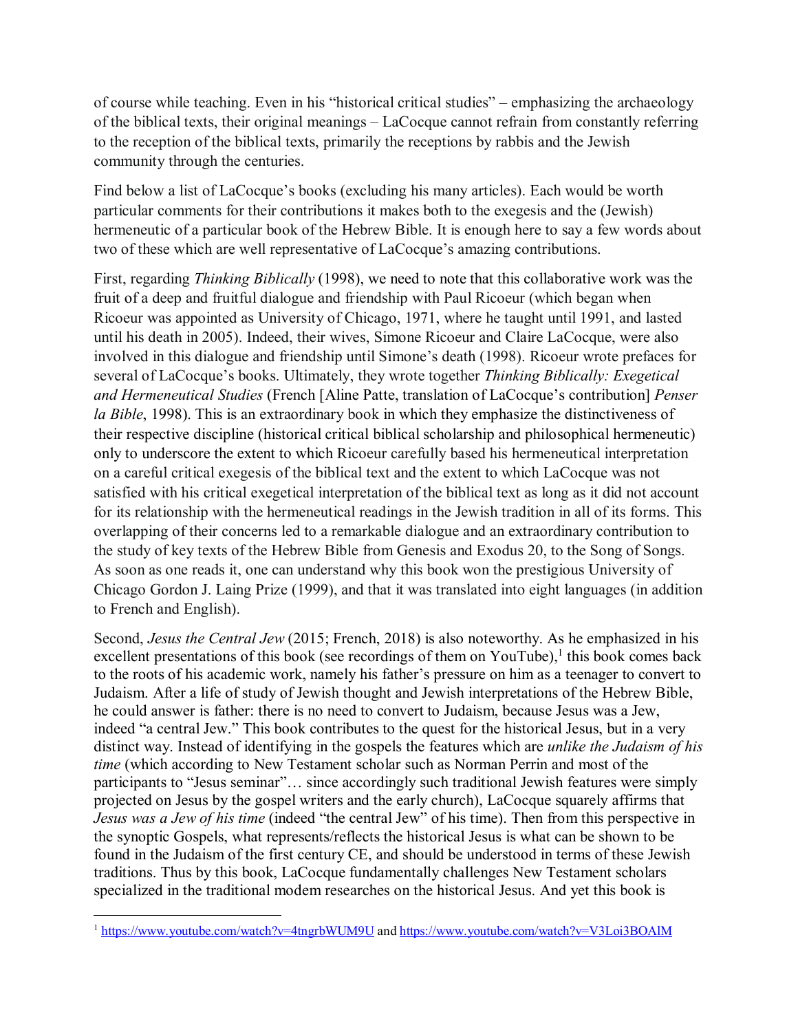of course while teaching. Even in his "historical critical studies" – emphasizing the archaeology of the biblical texts, their original meanings – LaCocque cannot refrain from constantly referring to the reception of the biblical texts, primarily the receptions by rabbis and the Jewish community through the centuries.

Find below a list of LaCocque's books (excluding his many articles). Each would be worth particular comments for their contributions it makes both to the exegesis and the (Jewish) hermeneutic of a particular book of the Hebrew Bible. It is enough here to say a few words about two of these which are well representative of LaCocque's amazing contributions.

First, regarding *Thinking Biblically* (1998), we need to note that this collaborative work was the fruit of a deep and fruitful dialogue and friendship with Paul Ricoeur (which began when Ricoeur was appointed as University of Chicago, 1971, where he taught until 1991, and lasted until his death in 2005). Indeed, their wives, Simone Ricoeur and Claire LaCocque, were also involved in this dialogue and friendship until Simone's death (1998). Ricoeur wrote prefaces for several of LaCocque's books. Ultimately, they wrote together *Thinking Biblically: Exegetical and Hermeneutical Studies* (French [Aline Patte, translation of LaCocque's contribution] *Penser la Bible*, 1998). This is an extraordinary book in which they emphasize the distinctiveness of their respective discipline (historical critical biblical scholarship and philosophical hermeneutic) only to underscore the extent to which Ricoeur carefully based his hermeneutical interpretation on a careful critical exegesis of the biblical text and the extent to which LaCocque was not satisfied with his critical exegetical interpretation of the biblical text as long as it did not account for its relationship with the hermeneutical readings in the Jewish tradition in all of its forms. This overlapping of their concerns led to a remarkable dialogue and an extraordinary contribution to the study of key texts of the Hebrew Bible from Genesis and Exodus 20, to the Song of Songs. As soon as one reads it, one can understand why this book won the prestigious University of Chicago Gordon J. Laing Prize (1999), and that it was translated into eight languages (in addition to French and English).

Second, *Jesus the Central Jew* (2015; French, 2018) is also noteworthy. As he emphasized in his excellent presentations of this book (see recordings of them on YouTube),[1] this book comes back to the roots of his academic work, namely his father's pressure on him as a teenager to convert to Judaism. After a life of study of Jewish thought and Jewish interpretations of the Hebrew Bible, he could answer is father: there is no need to convert to Judaism, because Jesus was a Jew, indeed "a central Jew." This book contributes to the quest for the historical Jesus, but in a very distinct way. Instead of identifying in the gospels the features which are *unlike the Judaism of his time* (which according to New Testament scholar such as Norman Perrin and most of the participants to "Jesus seminar"… since accordingly such traditional Jewish features were simply projected on Jesus by the gospel writers and the early church), LaCocque squarely affirms that *Jesus was a Jew of his time* (indeed "the central Jew" of his time). Then from this perspective in the synoptic Gospels, what represents/reflects the historical Jesus is what can be shown to be found in the Judaism of the first century CE, and should be understood in terms of these Jewish traditions. Thus by this book, LaCocque fundamentally challenges New Testament scholars specialized in the traditional modem researches on the historical Jesus. And yet this book is

[1] https://www.youtube.com/watch?v=4tngrbWUM9U and https://www.youtube.com/watch?v=V3Loi3BOAlM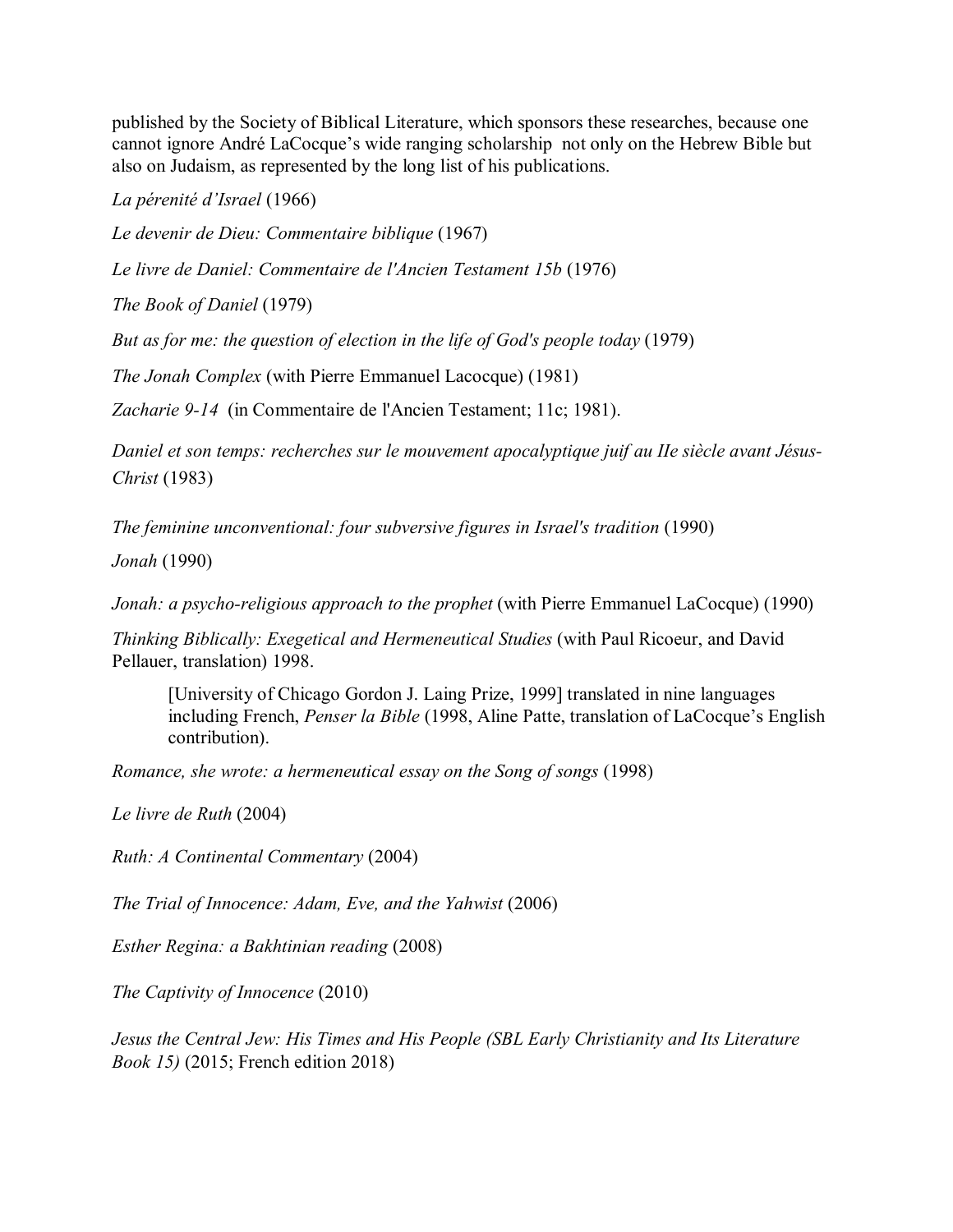published by the Society of Biblical Literature, which sponsors these researches, because one cannot ignore André LaCocque's wide ranging scholarship not only on the Hebrew Bible but also on Judaism, as represented by the long list of his publications.

*La pérenité d'Israel* (1966)

*Le devenir de Dieu: Commentaire biblique* (1967)

*Le livre de Daniel: Commentaire de l'Ancien Testament 15b* (1976)

*The Book of Daniel* (1979)

*But as for me: the question of election in the life of God's people today* (1979)

*The Jonah Complex* (with Pierre Emmanuel Lacocque) (1981)

*Zacharie 9-14* (in Commentaire de l'Ancien Testament; 11c; 1981).

*Daniel et son temps: recherches sur le mouvement apocalyptique juif au IIe siècle avant Jésus-Christ* (1983)

*The feminine unconventional: four subversive figures in Israel's tradition* (1990)

*Jonah* (1990)

*Jonah: a psycho-religious approach to the prophet* (with Pierre Emmanuel LaCocque) (1990)

*Thinking Biblically: Exegetical and Hermeneutical Studies* (with Paul Ricoeur, and David Pellauer, translation) 1998.

> [University of Chicago Gordon J. Laing Prize, 1999] translated in nine languages including French, *Penser la Bible* (1998, Aline Patte, translation of LaCocque's English contribution).

*Romance, she wrote: a hermeneutical essay on the Song of songs* (1998)

*Le livre de Ruth* (2004)

*Ruth: A Continental Commentary* (2004)

*The Trial of Innocence: Adam, Eve, and the Yahwist* (2006)

*Esther Regina: a Bakhtinian reading* (2008)

*The Captivity of Innocence* (2010)

*Jesus the Central Jew: His Times and His People (SBL Early Christianity and Its Literature Book 15)* (2015; French edition 2018)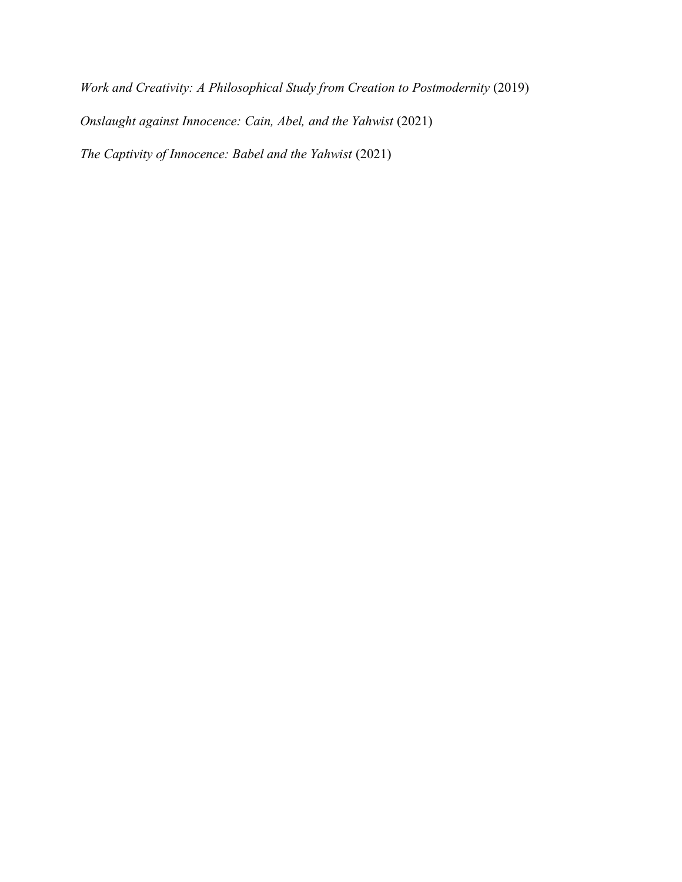*Work and Creativity: A Philosophical Study from Creation to Postmodernity* (2019)

*Onslaught against Innocence: Cain, Abel, and the Yahwist* (2021)

*The Captivity of Innocence: Babel and the Yahwist* (2021)